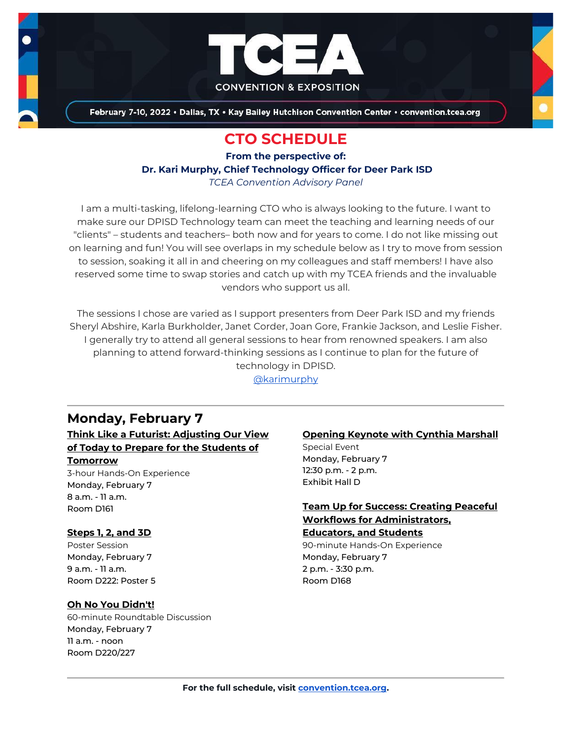# TCEA

CONVENTION & EXPOSITION

February 7-10, 2022 • Dallas, TX • Kay Bailey Hutchison Convention Center • convention.tcea.org

## CTO SCHEDULE

**From the perspective of:**
**Dr. Kari Murphy, Chief Technology Officer for Deer Park ISD**
*TCEA Convention Advisory Panel*

I am a multi-tasking, lifelong-learning CTO who is always looking to the future. I want to make sure our DPISD Technology team can meet the teaching and learning needs of our "clients" – students and teachers– both now and for years to come. I do not like missing out on learning and fun! You will see overlaps in my schedule below as I try to move from session to session, soaking it all in and cheering on my colleagues and staff members! I have also reserved some time to swap stories and catch up with my TCEA friends and the invaluable vendors who support us all.

The sessions I chose are varied as I support presenters from Deer Park ISD and my friends Sheryl Abshire, Karla Burkholder, Janet Corder, Joan Gore, Frankie Jackson, and Leslie Fisher. I generally try to attend all general sessions to hear from renowned speakers. I am also planning to attend forward-thinking sessions as I continue to plan for the future of technology in DPISD.

@karimurphy

---

## Monday, February 7

**Think Like a Futurist: Adjusting Our View of Today to Prepare for the Students of Tomorrow**
3-hour Hands-On Experience
Monday, February 7
8 a.m. - 11 a.m.
Room D161

**Steps 1, 2, and 3D**
Poster Session
Monday, February 7
9 a.m. - 11 a.m.
Room D222: Poster 5

**Oh No You Didn't!**
60-minute Roundtable Discussion
Monday, February 7
11 a.m. - noon
Room D220/227

**Opening Keynote with Cynthia Marshall**
Special Event
Monday, February 7
12:30 p.m. - 2 p.m.
Exhibit Hall D

**Team Up for Success: Creating Peaceful Workflows for Administrators, Educators, and Students**
90-minute Hands-On Experience
Monday, February 7
2 p.m. - 3:30 p.m.
Room D168

---

**For the full schedule, visit convention.tcea.org.**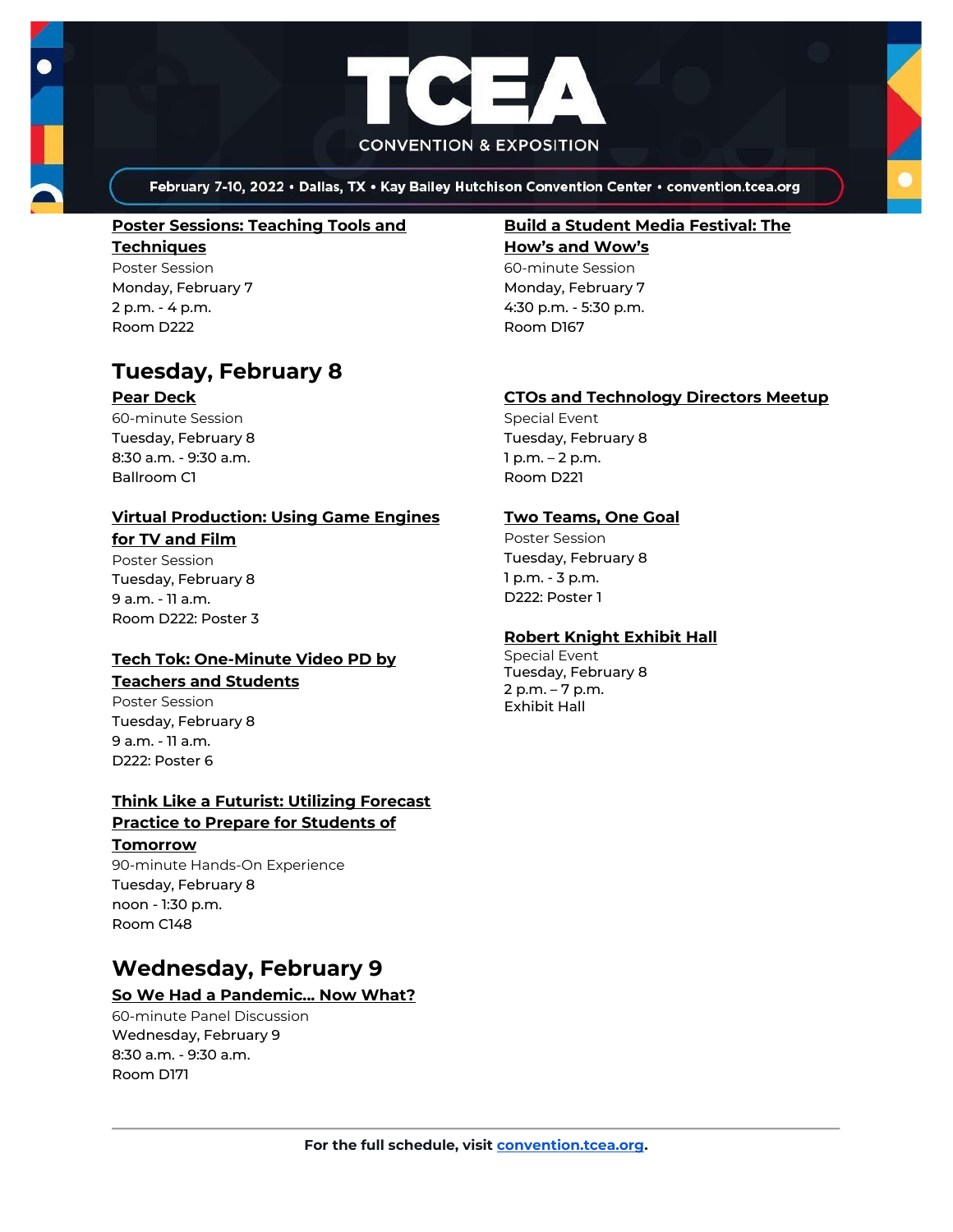**Poster Sessions: Teaching Tools and Techniques**
Poster Session
Monday, February 7
2 p.m. - 4 p.m.
Room D222

**Build a Student Media Festival: The How's and Wow's**
60-minute Session
Monday, February 7
4:30 p.m. - 5:30 p.m.
Room D167

## Tuesday, February 8

**Pear Deck**
60-minute Session
Tuesday, February 8
8:30 a.m. - 9:30 a.m.
Ballroom C1

**Virtual Production: Using Game Engines for TV and Film**
Poster Session
Tuesday, February 8
9 a.m. - 11 a.m.
Room D222: Poster 3

**Tech Tok: One-Minute Video PD by Teachers and Students**
Poster Session
Tuesday, February 8
9 a.m. - 11 a.m.
D222: Poster 6

**Think Like a Futurist: Utilizing Forecast Practice to Prepare for Students of Tomorrow**
90-minute Hands-On Experience
Tuesday, February 8
noon - 1:30 p.m.
Room C148

**CTOs and Technology Directors Meetup**
Special Event
Tuesday, February 8
1 p.m. – 2 p.m.
Room D221

**Two Teams, One Goal**
Poster Session
Tuesday, February 8
1 p.m. - 3 p.m.
D222: Poster 1

**Robert Knight Exhibit Hall**
Special Event
Tuesday, February 8
2 p.m. – 7 p.m.
Exhibit Hall

## Wednesday, February 9

**So We Had a Pandemic... Now What?**
60-minute Panel Discussion
Wednesday, February 9
8:30 a.m. - 9:30 a.m.
Room D171

**For the full schedule, visit convention.tcea.org.**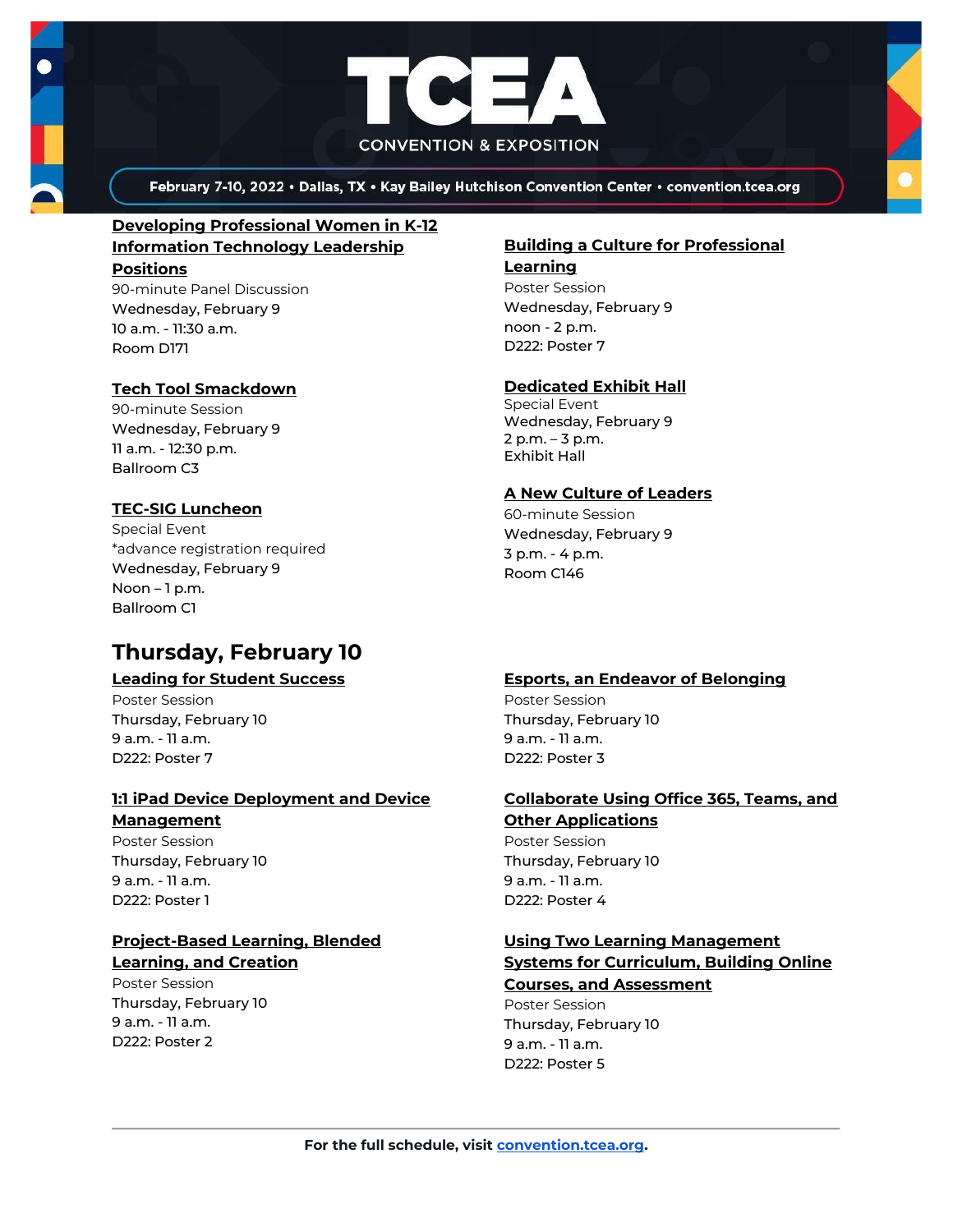**Developing Professional Women in K-12 Information Technology Leadership Positions**
90-minute Panel Discussion
Wednesday, February 9
10 a.m. - 11:30 a.m.
Room D171

**Tech Tool Smackdown**
90-minute Session
Wednesday, February 9
11 a.m. - 12:30 p.m.
Ballroom C3

**TEC-SIG Luncheon**
Special Event
*advance registration required
Wednesday, February 9
Noon – 1 p.m.
Ballroom C1

**Building a Culture for Professional Learning**
Poster Session
Wednesday, February 9
noon - 2 p.m.
D222: Poster 7

**Dedicated Exhibit Hall**
Special Event
Wednesday, February 9
2 p.m. – 3 p.m.
Exhibit Hall

**A New Culture of Leaders**
60-minute Session
Wednesday, February 9
3 p.m. - 4 p.m.
Room C146

## Thursday, February 10

**Leading for Student Success**
Poster Session
Thursday, February 10
9 a.m. - 11 a.m.
D222: Poster 7

**1:1 iPad Device Deployment and Device Management**
Poster Session
Thursday, February 10
9 a.m. - 11 a.m.
D222: Poster 1

**Project-Based Learning, Blended Learning, and Creation**
Poster Session
Thursday, February 10
9 a.m. - 11 a.m.
D222: Poster 2

**Esports, an Endeavor of Belonging**
Poster Session
Thursday, February 10
9 a.m. - 11 a.m.
D222: Poster 3

**Collaborate Using Office 365, Teams, and Other Applications**
Poster Session
Thursday, February 10
9 a.m. - 11 a.m.
D222: Poster 4

**Using Two Learning Management Systems for Curriculum, Building Online Courses, and Assessment**
Poster Session
Thursday, February 10
9 a.m. - 11 a.m.
D222: Poster 5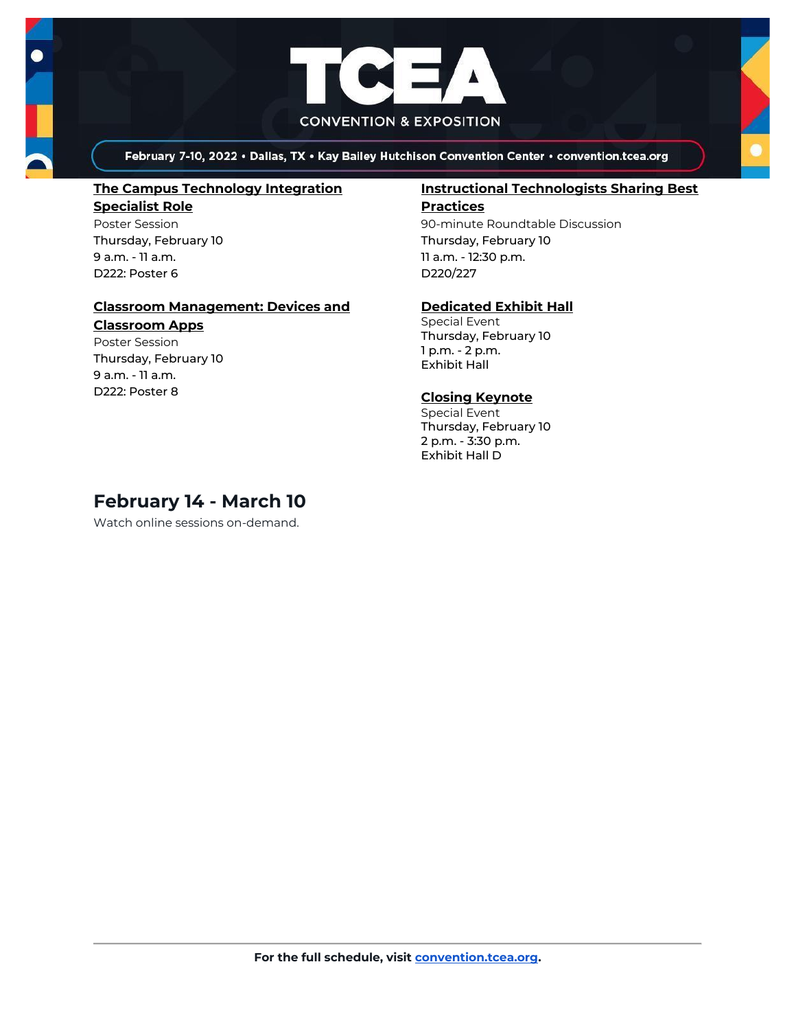**The Campus Technology Integration Specialist Role**
Poster Session
Thursday, February 10
9 a.m. - 11 a.m.
D222: Poster 6

**Classroom Management: Devices and Classroom Apps**
Poster Session
Thursday, February 10
9 a.m. - 11 a.m.
D222: Poster 8

**Instructional Technologists Sharing Best Practices**
90-minute Roundtable Discussion
Thursday, February 10
11 a.m. - 12:30 p.m.
D220/227

**Dedicated Exhibit Hall**
Special Event
Thursday, February 10
1 p.m. - 2 p.m.
Exhibit Hall

**Closing Keynote**
Special Event
Thursday, February 10
2 p.m. - 3:30 p.m.
Exhibit Hall D

## February 14 - March 10

Watch online sessions on-demand.

**For the full schedule, visit convention.tcea.org.**